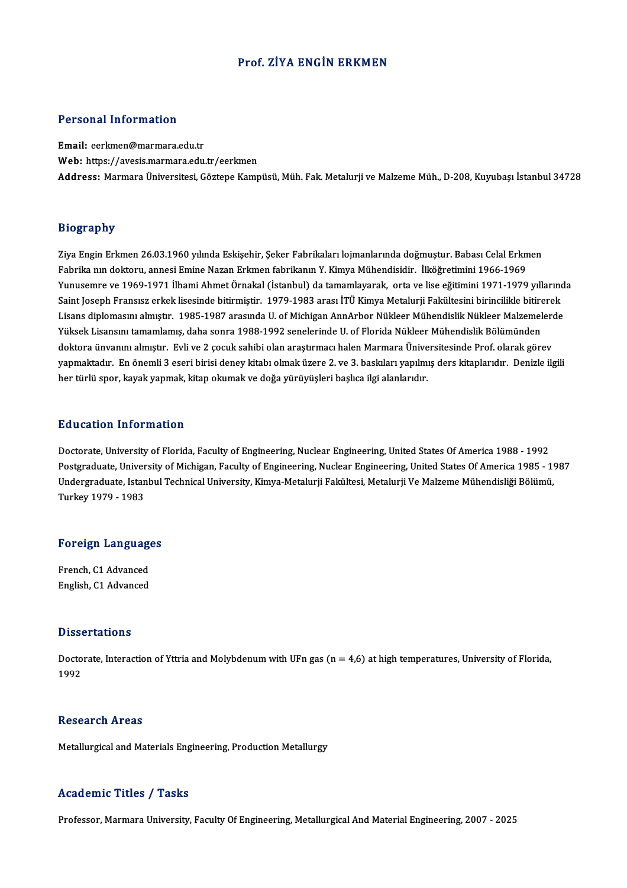# Prof. ZİYA ENGİN ERKMEN

## Personal Information

**Email:** eerkmen@marmara.edu.tr
**Web:** https://avesis.marmara.edu.tr/eerkmen
**Address:** Marmara Üniversitesi, Göztepe Kampüsü, Müh. Fak. Metalurji ve Malzeme Müh., D-208, Kuyubaşı İstanbul 34728

## Biography

Ziya Engin Erkmen 26.03.1960 yılında Eskişehir, Şeker Fabrikaları lojmanlarında doğmuştur. Babası Celal Erkmen Fabrika nın doktoru, annesi Emine Nazan Erkmen fabrikanın Y. Kimya Mühendisidir. İlköğretimini 1966-1969 Yunusemre ve 1969-1971 İlhami Ahmet Örnakal (İstanbul) da tamamlayarak, orta ve lise eğitimini 1971-1979 yıllarında Saint Joseph Fransız erkek lisesinde bitirmiştir. 1979-1983 arası İTÜ Kimya Metalurji Fakültesini birincilikle bitirerek Lisans diplomasını almıştır. 1985-1987 arasında U. of Michigan AnnArbor Nükleer Mühendislik Nükleer Malzemelerde Yüksek Lisansını tamamlamış, daha sonra 1988-1992 senelerinde U. of Florida Nükleer Mühendislik Bölümünden doktora ünvanını almıştır. Evli ve 2 çocuk sahibi olan araştırmacı halen Marmara Üniversitesinde Prof. olarak görev yapmaktadır. En önemli 3 eseri birisi deney kitabı olmak üzere 2. ve 3. baskıları yapılmış ders kitaplarıdır. Denizle ilgili her türlü spor, kayak yapmak, kitap okumak ve doğa yürüyüşleri başlıca ilgi alanlarıdır.

## Education Information

Doctorate, University of Florida, Faculty of Engineering, Nuclear Engineering, United States Of America 1988 - 1992
Postgraduate, University of Michigan, Faculty of Engineering, Nuclear Engineering, United States Of America 1985 - 1987
Undergraduate, Istanbul Technical University, Kimya-Metalurji Fakültesi, Metalurji Ve Malzeme Mühendisliği Bölümü, Turkey 1979 - 1983

## Foreign Languages

French, C1 Advanced
English, C1 Advanced

## Dissertations

Doctorate, Interaction of Yttria and Molybdenum with UFn gas (n = 4,6) at high temperatures, University of Florida, 1992

## Research Areas

Metallurgical and Materials Engineering, Production Metallurgy

## Academic Titles / Tasks

Professor, Marmara University, Faculty Of Engineering, Metallurgical And Material Engineering, 2007 - 2025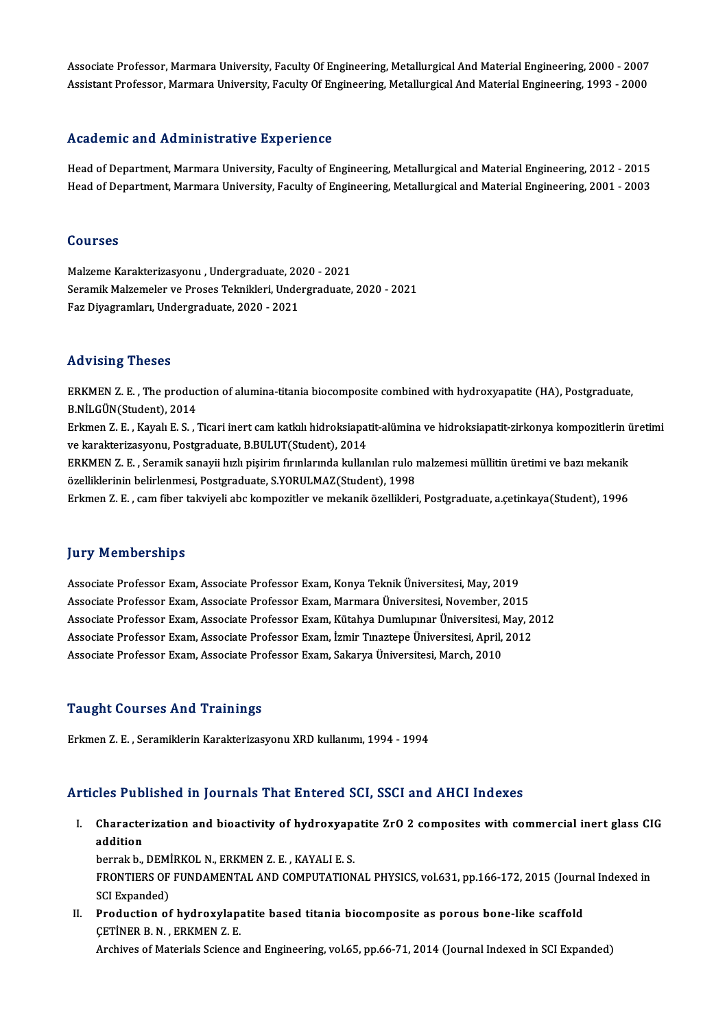Associate Professor, Marmara University, Faculty Of Engineering, Metallurgical And Material Engineering, 2000 - 2007
Assistant Professor, Marmara University, Faculty Of Engineering, Metallurgical And Material Engineering, 1993 - 2000

## Academic and Administrative Experience

Head of Department, Marmara University, Faculty of Engineering, Metallurgical and Material Engineering, 2012 - 2015
Head of Department, Marmara University, Faculty of Engineering, Metallurgical and Material Engineering, 2001 - 2003

## Courses

Malzeme Karakterizasyonu , Undergraduate, 2020 - 2021
Seramik Malzemeler ve Proses Teknikleri, Undergraduate, 2020 - 2021
Faz Diyagramları, Undergraduate, 2020 - 2021

## Advising Theses

ERKMEN Z. E. , The production of alumina-titania biocomposite combined with hydroxyapatite (HA), Postgraduate, B.NİLGÜN(Student), 2014
Erkmen Z. E. , Kayalı E. S. , Ticari inert cam katkılı hidroksiapatit-alümina ve hidroksiapatit-zirkonya kompozitlerin üretimi ve karakterizasyonu, Postgraduate, B.BULUT(Student), 2014
ERKMEN Z. E. , Seramik sanayii hızlı pişirim fırınlarında kullanılan rulo malzemesi müllitin üretimi ve bazı mekanik özelliklerinin belirlenmesi, Postgraduate, S.YORULMAZ(Student), 1998
Erkmen Z. E. , cam fiber takviyeli abc kompozitler ve mekanik özellikleri, Postgraduate, a.çetinkaya(Student), 1996

## Jury Memberships

Associate Professor Exam, Associate Professor Exam, Konya Teknik Üniversitesi, May, 2019
Associate Professor Exam, Associate Professor Exam, Marmara Üniversitesi, November, 2015
Associate Professor Exam, Associate Professor Exam, Kütahya Dumlupınar Üniversitesi, May, 2012
Associate Professor Exam, Associate Professor Exam, İzmir Tınaztepe Üniversitesi, April, 2012
Associate Professor Exam, Associate Professor Exam, Sakarya Üniversitesi, March, 2010

## Taught Courses And Trainings

Erkmen Z. E. , Seramiklerin Karakterizasyonu XRD kullanımı, 1994 - 1994

## Articles Published in Journals That Entered SCI, SSCI and AHCI Indexes

I. **Characterization and bioactivity of hydroxyapatite ZrO 2 composites with commercial inert glass CIG addition**
berrak b., DEMİRKOL N., ERKMEN Z. E. , KAYALI E. S.
FRONTIERS OF FUNDAMENTAL AND COMPUTATIONAL PHYSICS, vol.631, pp.166-172, 2015 (Journal Indexed in SCI Expanded)

II. **Production of hydroxylapatite based titania biocomposite as porous bone-like scaffold**
ÇETİNER B. N. , ERKMEN Z. E.
Archives of Materials Science and Engineering, vol.65, pp.66-71, 2014 (Journal Indexed in SCI Expanded)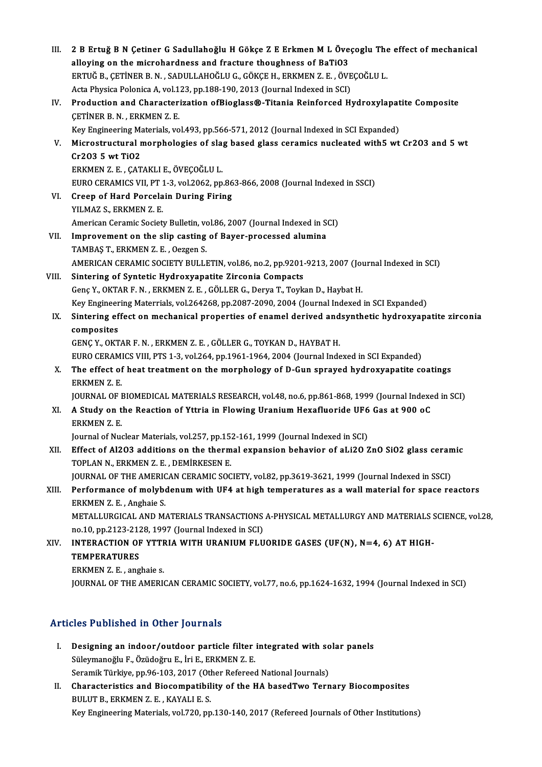III. **2 B Ertuğ B N Çetiner G Sadullahoğlu H Gökçe Z E Erkmen M L Öveçoglu The effect of mechanical alloying on the microhardness and fracture thoughness of BaTiO3**
ERTUĞ B., ÇETİNER B. N. , SADULLAHOĞLU G., GÖKÇE H., ERKMEN Z. E. , ÖVEÇOĞLU L.
Acta Physica Polonica A, vol.123, pp.188-190, 2013 (Journal Indexed in SCI)

IV. **Production and Characterization ofBioglass®-Titania Reinforced Hydroxylapatite Composite**
ÇETİNER B. N. , ERKMEN Z. E.
Key Engineering Materials, vol.493, pp.566-571, 2012 (Journal Indexed in SCI Expanded)

V. **Microstructural morphologies of slag based glass ceramics nucleated with5 wt Cr2O3 and 5 wt Cr2O3 5 wt TiO2**
ERKMEN Z. E. , ÇATAKLI E., ÖVEÇOĞLU L.
EURO CERAMICS VII, PT 1-3, vol.2062, pp.863-866, 2008 (Journal Indexed in SSCI)

VI. **Creep of Hard Porcelain During Firing**
YILMAZ S., ERKMEN Z. E.
American Ceramic Society Bulletin, vol.86, 2007 (Journal Indexed in SCI)

VII. **Improvement on the slip casting of Bayer-processed alumina**
TAMBAŞ T., ERKMEN Z. E. , Oezgen S.
AMERICAN CERAMIC SOCIETY BULLETIN, vol.86, no.2, pp.9201-9213, 2007 (Journal Indexed in SCI)

VIII. **Sintering of Syntetic Hydroxyapatite Zirconia Compacts**
Genç Y., OKTAR F. N. , ERKMEN Z. E. , GÖLLER G., Derya T., Toykan D., Haybat H.
Key Engineering Materrials, vol.264268, pp.2087-2090, 2004 (Journal Indexed in SCI Expanded)

IX. **Sintering effect on mechanical properties of enamel derived andsynthetic hydroxyapatite zirconia composites**
GENÇ Y., OKTAR F. N. , ERKMEN Z. E. , GÖLLER G., TOYKAN D., HAYBAT H.
EURO CERAMICS VIII, PTS 1-3, vol.264, pp.1961-1964, 2004 (Journal Indexed in SCI Expanded)

X. **The effect of heat treatment on the morphology of D-Gun sprayed hydroxyapatite coatings**
ERKMEN Z. E.
JOURNAL OF BIOMEDICAL MATERIALS RESEARCH, vol.48, no.6, pp.861-868, 1999 (Journal Indexed in SCI)

XI. **A Study on the Reaction of Yttria in Flowing Uranium Hexafluoride UF6 Gas at 900 oC**
ERKMEN Z. E.
Journal of Nuclear Materials, vol.257, pp.152-161, 1999 (Journal Indexed in SCI)

XII. **Effect of Al2O3 additions on the thermal expansion behavior of aLi2O ZnO SiO2 glass ceramic**
TOPLAN N., ERKMEN Z. E. , DEMİRKESEN E.
JOURNAL OF THE AMERICAN CERAMIC SOCIETY, vol.82, pp.3619-3621, 1999 (Journal Indexed in SSCI)

XIII. **Performance of molybdenum with UF4 at high temperatures as a wall material for space reactors**
ERKMEN Z. E. , Anghaie S.
METALLURGICAL AND MATERIALS TRANSACTIONS A-PHYSICAL METALLURGY AND MATERIALS SCIENCE, vol.28, no.10, pp.2123-2128, 1997 (Journal Indexed in SCI)

XIV. **INTERACTION OF YTTRIA WITH URANIUM FLUORIDE GASES (UF(N), N=4, 6) AT HIGH-TEMPERATURES**
ERKMEN Z. E. , anghaie s.
JOURNAL OF THE AMERICAN CERAMIC SOCIETY, vol.77, no.6, pp.1624-1632, 1994 (Journal Indexed in SCI)

## Articles Published in Other Journals

I. **Designing an indoor/outdoor particle filter integrated with solar panels**
Süleymanoğlu F., Özüdoğru E., İri E., ERKMEN Z. E.
Seramik Türkiye, pp.96-103, 2017 (Other Refereed National Journals)

II. **Characteristics and Biocompatibility of the HA basedTwo Ternary Biocomposites**
BULUT B., ERKMEN Z. E. , KAYALI E. S.
Key Engineering Materials, vol.720, pp.130-140, 2017 (Refereed Journals of Other Institutions)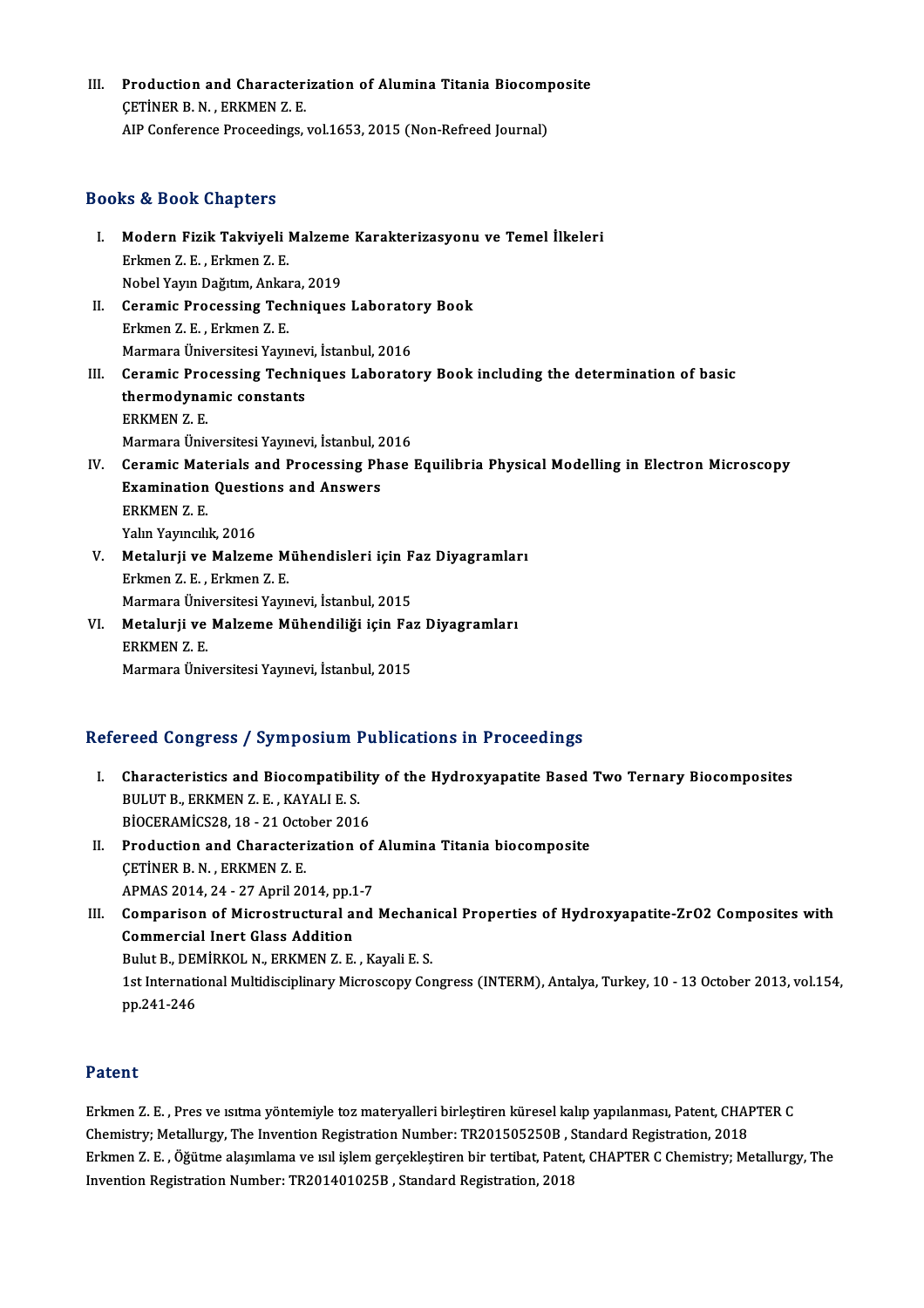III. **Production and Characterization of Alumina Titania Biocomposite**
ÇETİNER B. N. , ERKMEN Z. E.
AIP Conference Proceedings, vol.1653, 2015 (Non-Refreed Journal)

## Books & Book Chapters

I. **Modern Fizik Takviyeli Malzeme Karakterizasyonu ve Temel İlkeleri**
Erkmen Z. E. , Erkmen Z. E.
Nobel Yayın Dağıtım, Ankara, 2019

II. **Ceramic Processing Techniques Laboratory Book**
Erkmen Z. E. , Erkmen Z. E.
Marmara Üniversitesi Yayınevi, İstanbul, 2016

III. **Ceramic Processing Techniques Laboratory Book including the determination of basic thermodynamic constants**
ERKMEN Z. E.
Marmara Üniversitesi Yayınevi, İstanbul, 2016

IV. **Ceramic Materials and Processing Phase Equilibria Physical Modelling in Electron Microscopy Examination Questions and Answers**
ERKMEN Z. E.
Yalın Yayıncılık, 2016

V. **Metalurji ve Malzeme Mühendisleri için Faz Diyagramları**
Erkmen Z. E. , Erkmen Z. E.
Marmara Üniversitesi Yayınevi, İstanbul, 2015

VI. **Metalurji ve Malzeme Mühendiliği için Faz Diyagramları**
ERKMEN Z. E.
Marmara Üniversitesi Yayınevi, İstanbul, 2015

## Refereed Congress / Symposium Publications in Proceedings

I. **Characteristics and Biocompatibility of the Hydroxyapatite Based Two Ternary Biocomposites**
BULUT B., ERKMEN Z. E. , KAYALI E. S.
BİOCERAMİCS28, 18 - 21 October 2016

II. **Production and Characterization of Alumina Titania biocomposite**
ÇETİNER B. N. , ERKMEN Z. E.
APMAS 2014, 24 - 27 April 2014, pp.1-7

III. **Comparison of Microstructural and Mechanical Properties of Hydroxyapatite-ZrO2 Composites with Commercial Inert Glass Addition**
Bulut B., DEMİRKOL N., ERKMEN Z. E. , Kayali E. S.
1st International Multidisciplinary Microscopy Congress (INTERM), Antalya, Turkey, 10 - 13 October 2013, vol.154, pp.241-246

## Patent

Erkmen Z. E. , Pres ve ısıtma yöntemiyle toz materyalleri birleştiren küresel kalıp yapılanması, Patent, CHAPTER C Chemistry; Metallurgy, The Invention Registration Number: TR201505250B , Standard Registration, 2018
Erkmen Z. E. , Öğütme alaşımlama ve ısıl işlem gerçekleştiren bir tertibat, Patent, CHAPTER C Chemistry; Metallurgy, The Invention Registration Number: TR201401025B , Standard Registration, 2018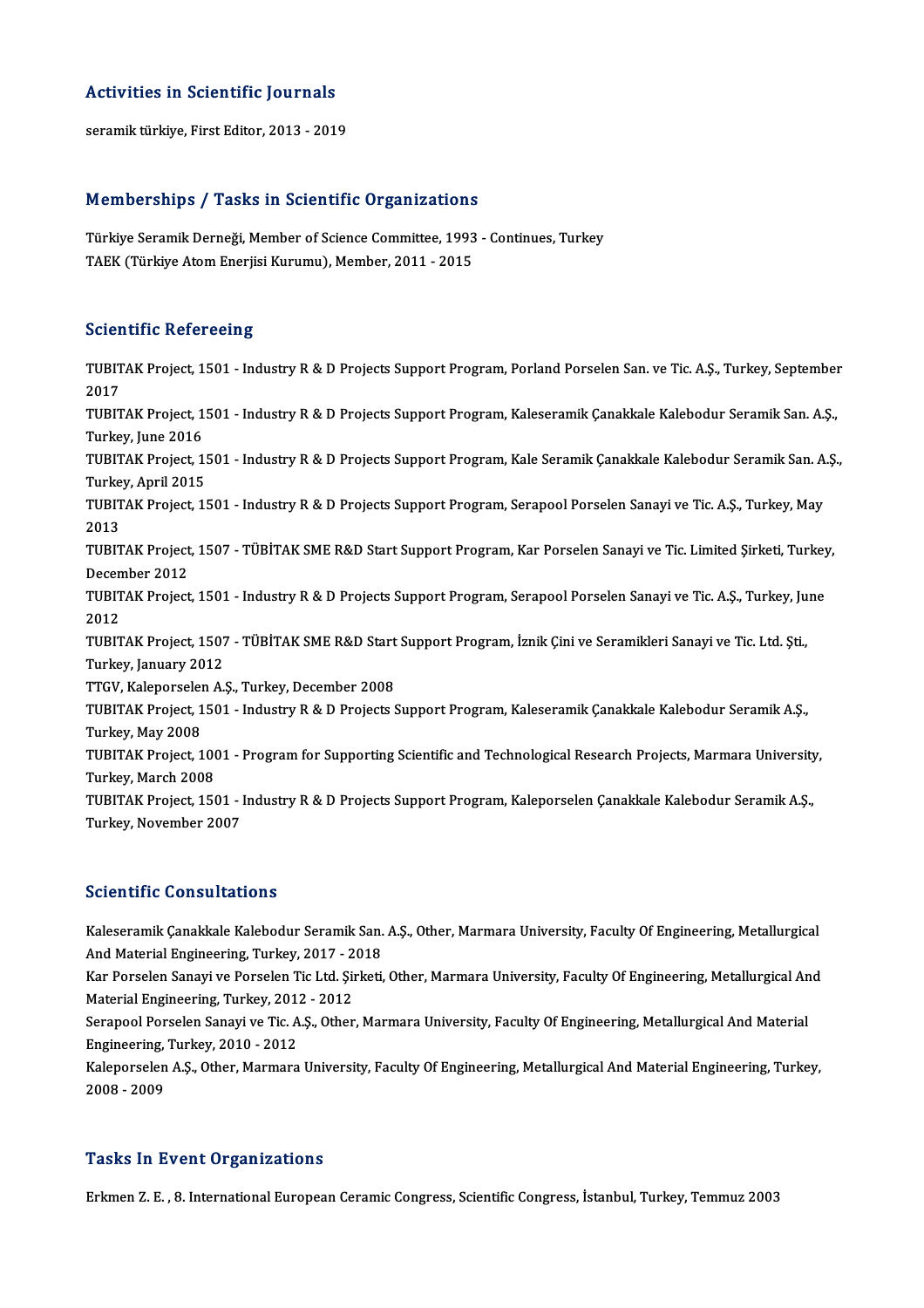## Activities in Scientific Journals

seramik türkiye, First Editor, 2013 - 2019

## Memberships / Tasks in Scientific Organizations

Türkiye Seramik Derneği, Member of Science Committee, 1993 - Continues, Turkey
TAEK (Türkiye Atom Enerjisi Kurumu), Member, 2011 - 2015

## Scientific Refereeing

TUBITAK Project, 1501 - Industry R & D Projects Support Program, Porland Porselen San. ve Tic. A.Ş., Turkey, September 2017

TUBITAK Project, 1501 - Industry R & D Projects Support Program, Kaleseramik Çanakkale Kalebodur Seramik San. A.Ş., Turkey, June 2016

TUBITAK Project, 1501 - Industry R & D Projects Support Program, Kale Seramik Çanakkale Kalebodur Seramik San. A.Ş., Turkey, April 2015

TUBITAK Project, 1501 - Industry R & D Projects Support Program, Serapool Porselen Sanayi ve Tic. A.Ş., Turkey, May 2013

TUBITAK Project, 1507 - TÜBİTAK SME R&D Start Support Program, Kar Porselen Sanayi ve Tic. Limited Şirketi, Turkey, December 2012

TUBITAK Project, 1501 - Industry R & D Projects Support Program, Serapool Porselen Sanayi ve Tic. A.Ş., Turkey, June 2012

TUBITAK Project, 1507 - TÜBİTAK SME R&D Start Support Program, İznik Çini ve Seramikleri Sanayi ve Tic. Ltd. Şti., Turkey, January 2012

TTGV, Kaleporselen A.Ş., Turkey, December 2008

TUBITAK Project, 1501 - Industry R & D Projects Support Program, Kaleseramik Çanakkale Kalebodur Seramik A.Ş., Turkey, May 2008

TUBITAK Project, 1001 - Program for Supporting Scientific and Technological Research Projects, Marmara University, Turkey, March 2008

TUBITAK Project, 1501 - Industry R & D Projects Support Program, Kaleporselen Çanakkale Kalebodur Seramik A.Ş., Turkey, November 2007

## Scientific Consultations

Kaleseramik Çanakkale Kalebodur Seramik San. A.Ş., Other, Marmara University, Faculty Of Engineering, Metallurgical And Material Engineering, Turkey, 2017 - 2018

Kar Porselen Sanayi ve Porselen Tic Ltd. Şirketi, Other, Marmara University, Faculty Of Engineering, Metallurgical And Material Engineering, Turkey, 2012 - 2012

Serapool Porselen Sanayi ve Tic. A.Ş., Other, Marmara University, Faculty Of Engineering, Metallurgical And Material Engineering, Turkey, 2010 - 2012

Kaleporselen A.Ş., Other, Marmara University, Faculty Of Engineering, Metallurgical And Material Engineering, Turkey, 2008 - 2009

## Tasks In Event Organizations

Erkmen Z. E. , 8. International European Ceramic Congress, Scientific Congress, İstanbul, Turkey, Temmuz 2003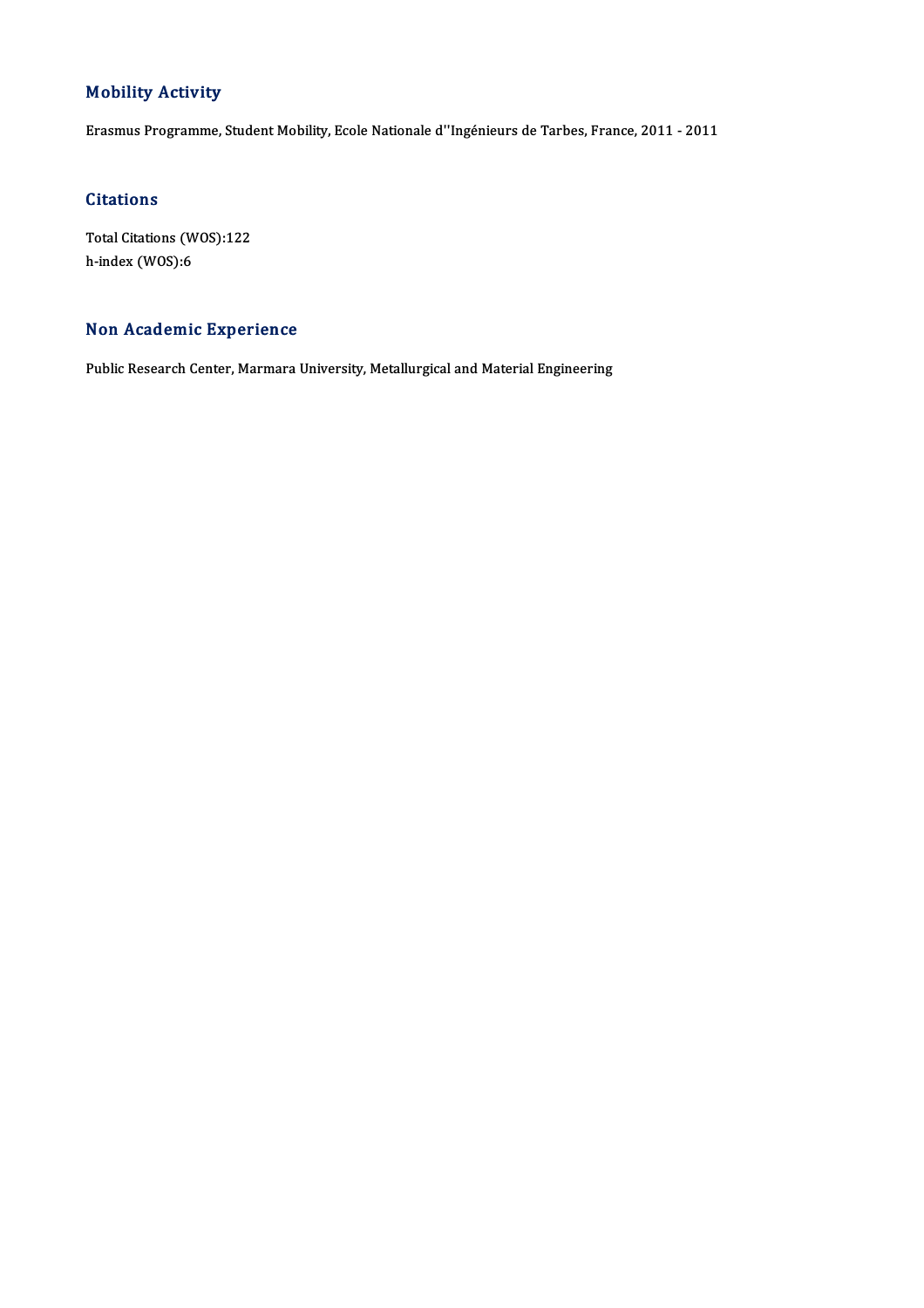## Mobility Activity

Erasmus Programme, Student Mobility, Ecole Nationale d''Ingénieurs de Tarbes, France, 2011 - 2011

## Citations

Total Citations (WOS):122
h-index (WOS):6

## Non Academic Experience

Public Research Center, Marmara University, Metallurgical and Material Engineering